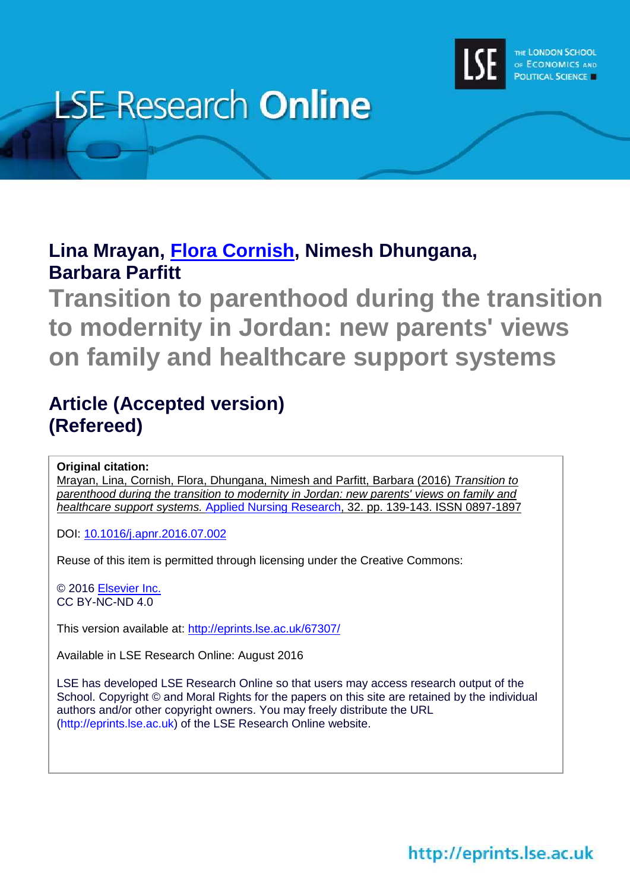LSE Research Online

THE LONDON SCHOOL OF ECONOMICS AND POLITICAL SCIENCE

**Lina Mrayan, Flora Cornish, Nimesh Dhungana, Barbara Parfitt**

# Transition to parenthood during the transition to modernity in Jordan: new parents' views on family and healthcare support systems

## Article (Accepted version) (Refereed)

**Original citation:**
Mrayan, Lina, Cornish, Flora, Dhungana, Nimesh and Parfitt, Barbara (2016) *Transition to parenthood during the transition to modernity in Jordan: new parents' views on family and healthcare support systems.* Applied Nursing Research, 32. pp. 139-143. ISSN 0897-1897

DOI: 10.1016/j.apnr.2016.07.002

Reuse of this item is permitted through licensing under the Creative Commons:

© 2016 Elsevier Inc.
CC BY-NC-ND 4.0

This version available at: http://eprints.lse.ac.uk/67307/

Available in LSE Research Online: August 2016

LSE has developed LSE Research Online so that users may access research output of the School. Copyright © and Moral Rights for the papers on this site are retained by the individual authors and/or other copyright owners. You may freely distribute the URL (http://eprints.lse.ac.uk) of the LSE Research Online website.

http://eprints.lse.ac.uk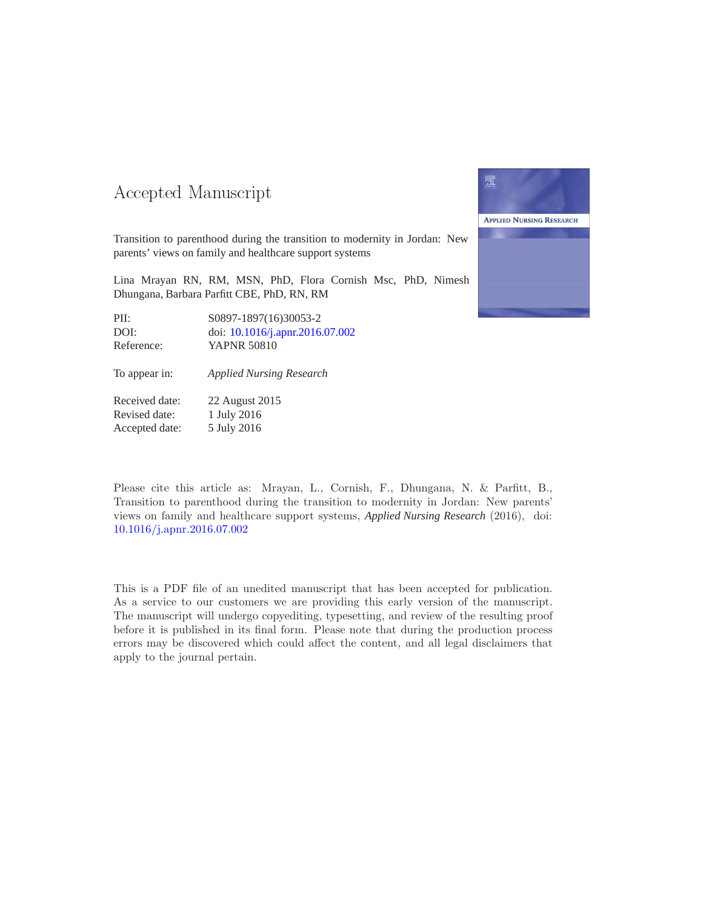# Accepted Manuscript

Transition to parenthood during the transition to modernity in Jordan: New parents' views on family and healthcare support systems

Lina Mrayan RN, RM, MSN, PhD, Flora Cornish Msc, PhD, Nimesh Dhungana, Barbara Parfitt CBE, PhD, RN, RM

| | |
|---|---|
| PII: | S0897-1897(16)30053-2 |
| DOI: | doi: 10.1016/j.apnr.2016.07.002 |
| Reference: | YAPNR 50810 |

| | |
|---|---|
| To appear in: | *Applied Nursing Research* |

| | |
|---|---|
| Received date: | 22 August 2015 |
| Revised date: | 1 July 2016 |
| Accepted date: | 5 July 2016 |

Please cite this article as: Mrayan, L., Cornish, F., Dhungana, N. & Parfitt, B., Transition to parenthood during the transition to modernity in Jordan: New parents' views on family and healthcare support systems, *Applied Nursing Research* (2016), doi: 10.1016/j.apnr.2016.07.002

This is a PDF file of an unedited manuscript that has been accepted for publication. As a service to our customers we are providing this early version of the manuscript. The manuscript will undergo copyediting, typesetting, and review of the resulting proof before it is published in its final form. Please note that during the production process errors may be discovered which could affect the content, and all legal disclaimers that apply to the journal pertain.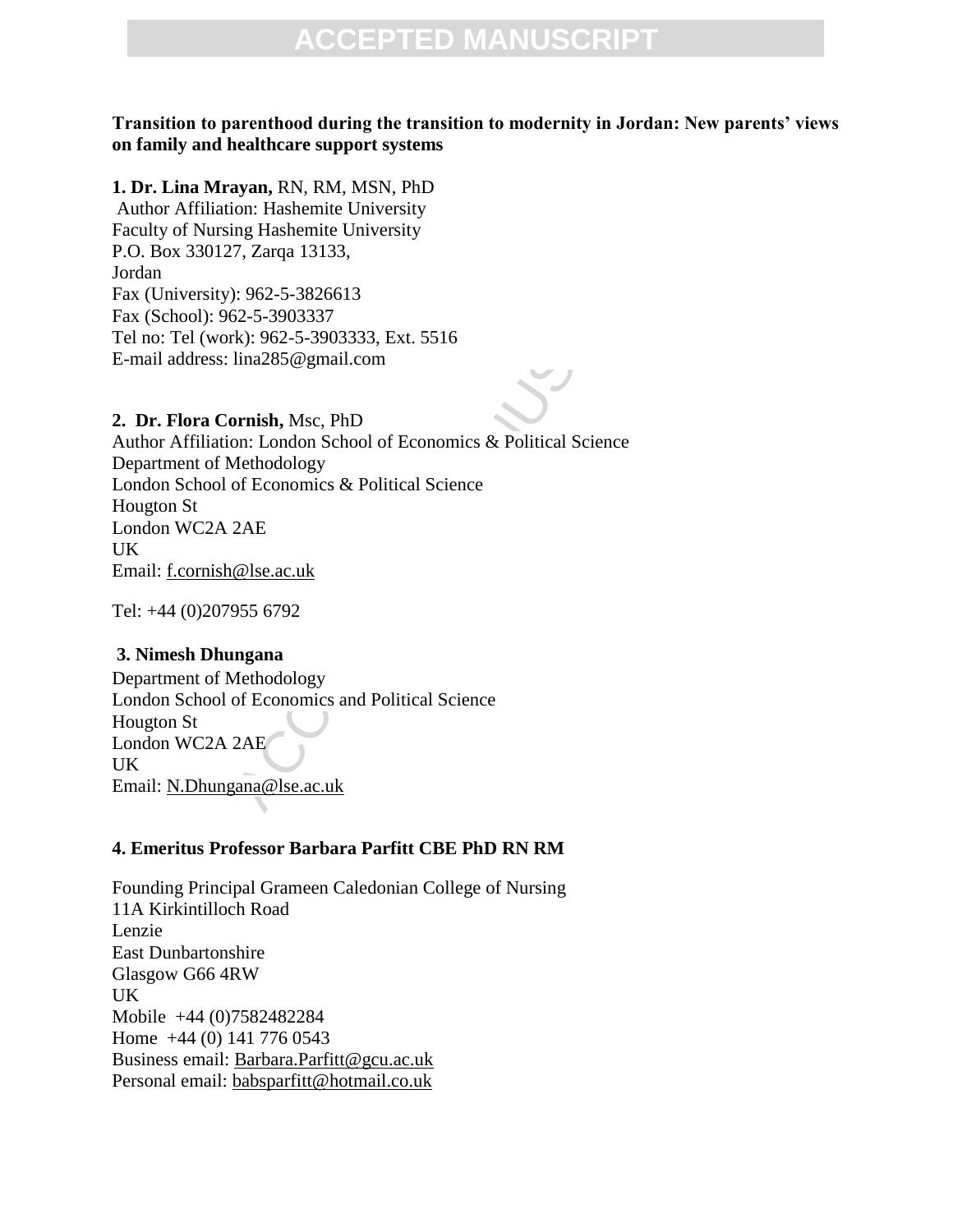**Transition to parenthood during the transition to modernity in Jordan: New parents' views on family and healthcare support systems**

**1. Dr. Lina Mrayan,** RN, RM, MSN, PhD
Author Affiliation: Hashemite University
Faculty of Nursing Hashemite University
P.O. Box 330127, Zarqa 13133,
Jordan
Fax (University): 962-5-3826613
Fax (School): 962-5-3903337
Tel no: Tel (work): 962-5-3903333, Ext. 5516
E-mail address: lina285@gmail.com

**2. Dr. Flora Cornish,** Msc, PhD
Author Affiliation: London School of Economics & Political Science
Department of Methodology
London School of Economics & Political Science
Hougton St
London WC2A 2AE
UK
Email: f.cornish@lse.ac.uk

Tel: +44 (0)207955 6792

**3. Nimesh Dhungana**
Department of Methodology
London School of Economics and Political Science
Hougton St
London WC2A 2AE
UK
Email: N.Dhungana@lse.ac.uk

**4. Emeritus Professor Barbara Parfitt CBE PhD RN RM**

Founding Principal Grameen Caledonian College of Nursing
11A Kirkintilloch Road
Lenzie
East Dunbartonshire
Glasgow G66 4RW
UK
Mobile +44 (0)7582482284
Home +44 (0) 141 776 0543
Business email: Barbara.Parfitt@gcu.ac.uk
Personal email: babsparfitt@hotmail.co.uk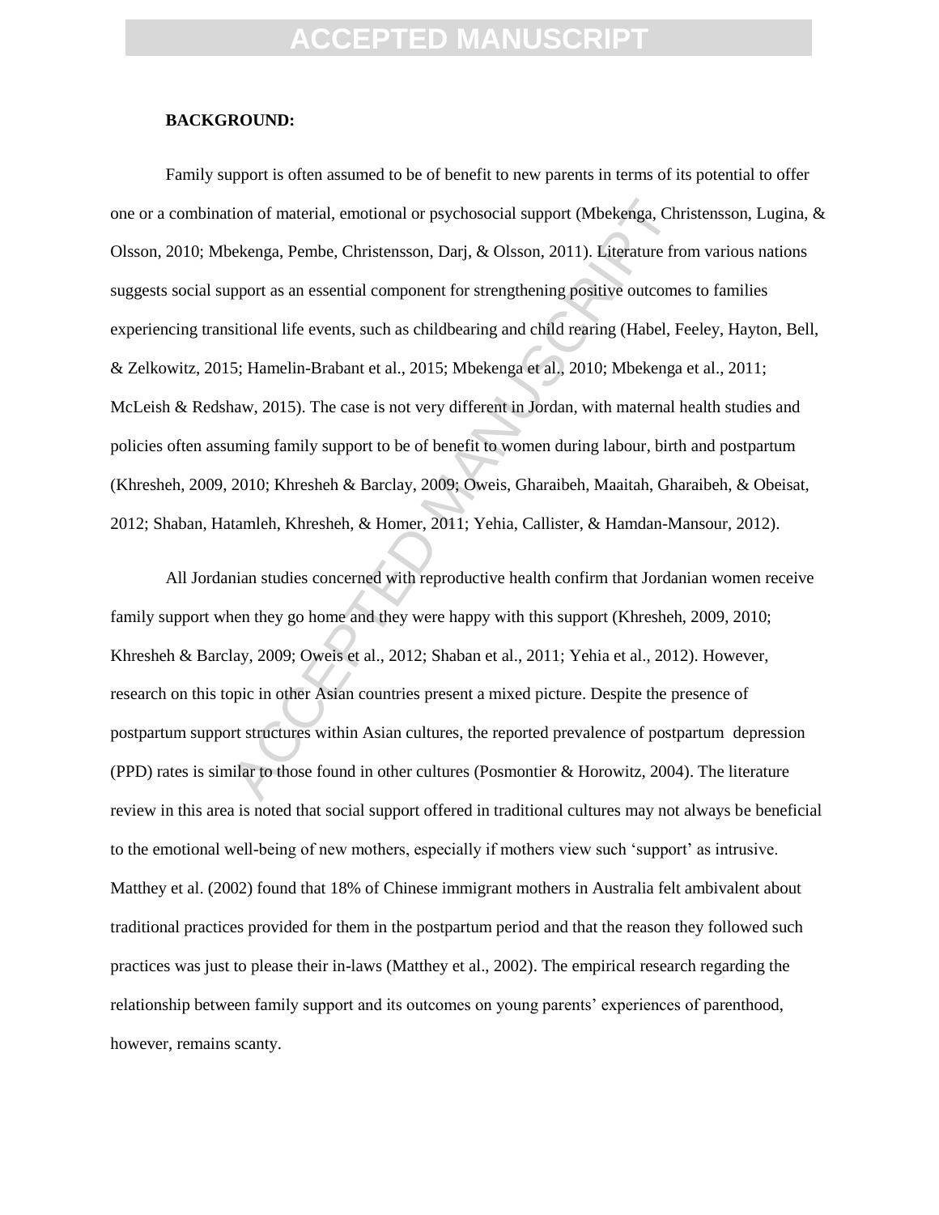**BACKGROUND:**

Family support is often assumed to be of benefit to new parents in terms of its potential to offer one or a combination of material, emotional or psychosocial support (Mbekenga, Christensson, Lugina, & Olsson, 2010; Mbekenga, Pembe, Christensson, Darj, & Olsson, 2011). Literature from various nations suggests social support as an essential component for strengthening positive outcomes to families experiencing transitional life events, such as childbearing and child rearing (Habel, Feeley, Hayton, Bell, & Zelkowitz, 2015; Hamelin-Brabant et al., 2015; Mbekenga et al., 2010; Mbekenga et al., 2011; McLeish & Redshaw, 2015). The case is not very different in Jordan, with maternal health studies and policies often assuming family support to be of benefit to women during labour, birth and postpartum (Khresheh, 2009, 2010; Khresheh & Barclay, 2009; Oweis, Gharaibeh, Maaitah, Gharaibeh, & Obeisat, 2012; Shaban, Hatamleh, Khresheh, & Homer, 2011; Yehia, Callister, & Hamdan-Mansour, 2012).

All Jordanian studies concerned with reproductive health confirm that Jordanian women receive family support when they go home and they were happy with this support (Khresheh, 2009, 2010; Khresheh & Barclay, 2009; Oweis et al., 2012; Shaban et al., 2011; Yehia et al., 2012). However, research on this topic in other Asian countries present a mixed picture. Despite the presence of postpartum support structures within Asian cultures, the reported prevalence of postpartum depression (PPD) rates is similar to those found in other cultures (Posmontier & Horowitz, 2004). The literature review in this area is noted that social support offered in traditional cultures may not always be beneficial to the emotional well-being of new mothers, especially if mothers view such 'support' as intrusive. Matthey et al. (2002) found that 18% of Chinese immigrant mothers in Australia felt ambivalent about traditional practices provided for them in the postpartum period and that the reason they followed such practices was just to please their in-laws (Matthey et al., 2002). The empirical research regarding the relationship between family support and its outcomes on young parents' experiences of parenthood, however, remains scanty.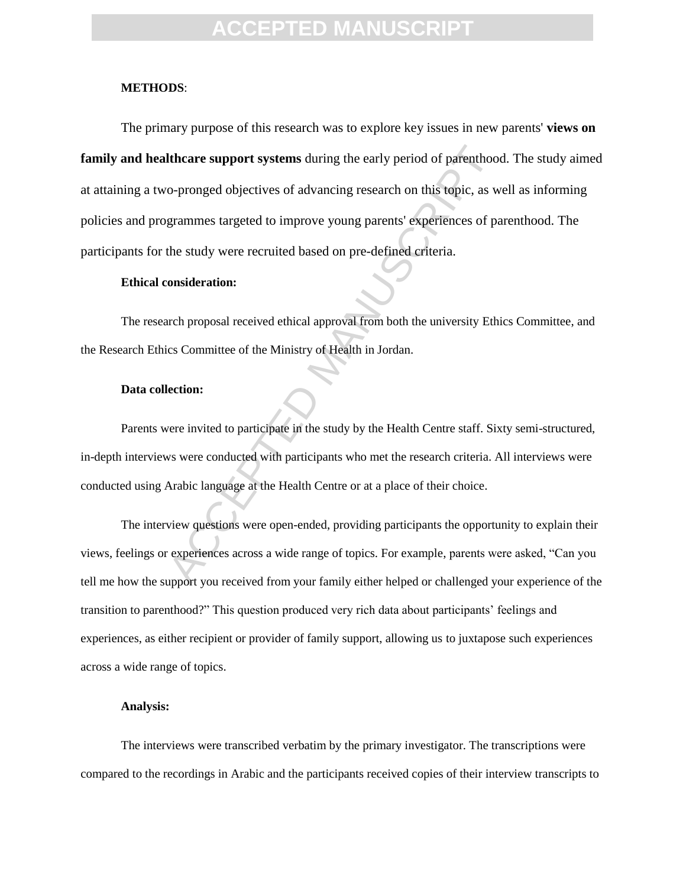**METHODS**:

The primary purpose of this research was to explore key issues in new parents' **views on family and healthcare support systems** during the early period of parenthood. The study aimed at attaining a two-pronged objectives of advancing research on this topic, as well as informing policies and programmes targeted to improve young parents' experiences of parenthood. The participants for the study were recruited based on pre-defined criteria.

**Ethical consideration:**

The research proposal received ethical approval from both the university Ethics Committee, and the Research Ethics Committee of the Ministry of Health in Jordan.

**Data collection:**

Parents were invited to participate in the study by the Health Centre staff. Sixty semi-structured, in-depth interviews were conducted with participants who met the research criteria. All interviews were conducted using Arabic language at the Health Centre or at a place of their choice.

The interview questions were open-ended, providing participants the opportunity to explain their views, feelings or experiences across a wide range of topics. For example, parents were asked, "Can you tell me how the support you received from your family either helped or challenged your experience of the transition to parenthood?" This question produced very rich data about participants' feelings and experiences, as either recipient or provider of family support, allowing us to juxtapose such experiences across a wide range of topics.

**Analysis:**

The interviews were transcribed verbatim by the primary investigator. The transcriptions were compared to the recordings in Arabic and the participants received copies of their interview transcripts to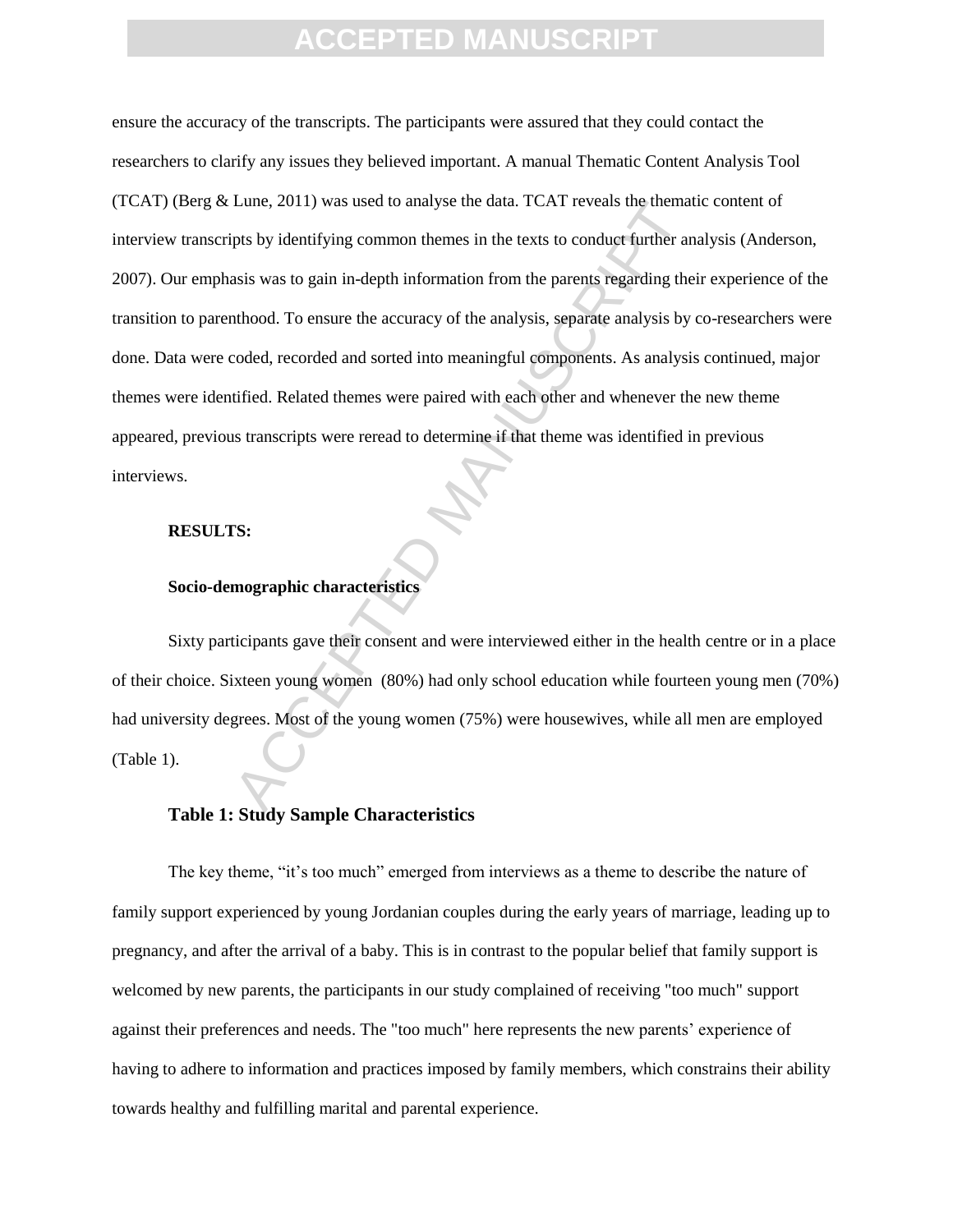ensure the accuracy of the transcripts. The participants were assured that they could contact the researchers to clarify any issues they believed important. A manual Thematic Content Analysis Tool (TCAT) (Berg & Lune, 2011) was used to analyse the data. TCAT reveals the thematic content of interview transcripts by identifying common themes in the texts to conduct further analysis (Anderson, 2007). Our emphasis was to gain in-depth information from the parents regarding their experience of the transition to parenthood. To ensure the accuracy of the analysis, separate analysis by co-researchers were done. Data were coded, recorded and sorted into meaningful components. As analysis continued, major themes were identified. Related themes were paired with each other and whenever the new theme appeared, previous transcripts were reread to determine if that theme was identified in previous interviews.

## RESULTS:

### Socio-demographic characteristics

Sixty participants gave their consent and were interviewed either in the health centre or in a place of their choice. Sixteen young women (80%) had only school education while fourteen young men (70%) had university degrees. Most of the young women (75%) were housewives, while all men are employed (Table 1).

### Table 1: Study Sample Characteristics

The key theme, "it's too much" emerged from interviews as a theme to describe the nature of family support experienced by young Jordanian couples during the early years of marriage, leading up to pregnancy, and after the arrival of a baby. This is in contrast to the popular belief that family support is welcomed by new parents, the participants in our study complained of receiving "too much" support against their preferences and needs. The "too much" here represents the new parents' experience of having to adhere to information and practices imposed by family members, which constrains their ability towards healthy and fulfilling marital and parental experience.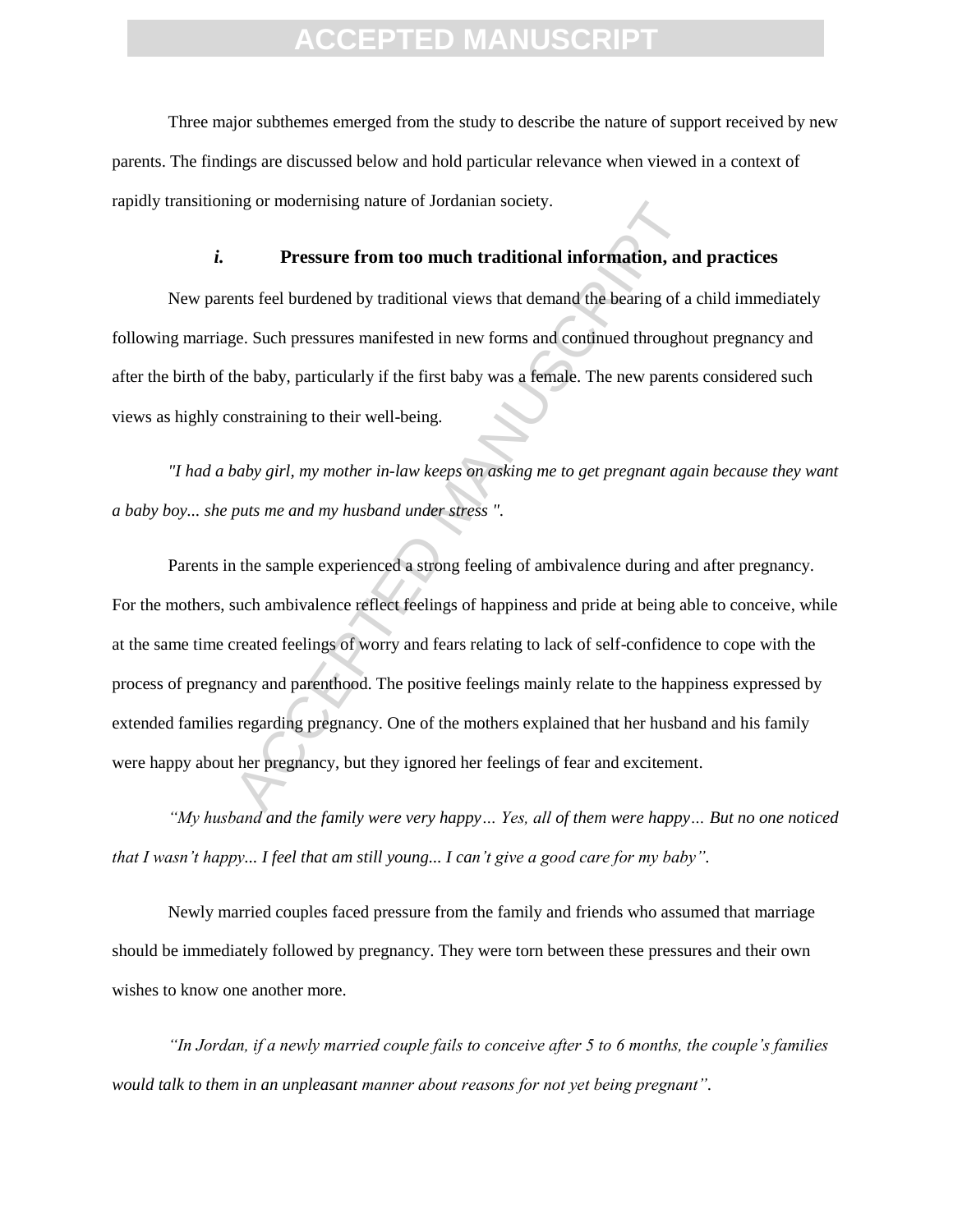Three major subthemes emerged from the study to describe the nature of support received by new parents. The findings are discussed below and hold particular relevance when viewed in a context of rapidly transitioning or modernising nature of Jordanian society.

### *i.* Pressure from too much traditional information, and practices

New parents feel burdened by traditional views that demand the bearing of a child immediately following marriage. Such pressures manifested in new forms and continued throughout pregnancy and after the birth of the baby, particularly if the first baby was a female. The new parents considered such views as highly constraining to their well-being.

*"I had a baby girl, my mother in-law keeps on asking me to get pregnant again because they want a baby boy... she puts me and my husband under stress ".*

Parents in the sample experienced a strong feeling of ambivalence during and after pregnancy. For the mothers, such ambivalence reflect feelings of happiness and pride at being able to conceive, while at the same time created feelings of worry and fears relating to lack of self-confidence to cope with the process of pregnancy and parenthood. The positive feelings mainly relate to the happiness expressed by extended families regarding pregnancy. One of the mothers explained that her husband and his family were happy about her pregnancy, but they ignored her feelings of fear and excitement.

*"My husband and the family were very happy… Yes, all of them were happy… But no one noticed that I wasn't happy... I feel that am still young... I can't give a good care for my baby".*

Newly married couples faced pressure from the family and friends who assumed that marriage should be immediately followed by pregnancy. They were torn between these pressures and their own wishes to know one another more.

*"In Jordan, if a newly married couple fails to conceive after 5 to 6 months, the couple's families would talk to them in an unpleasant manner about reasons for not yet being pregnant".*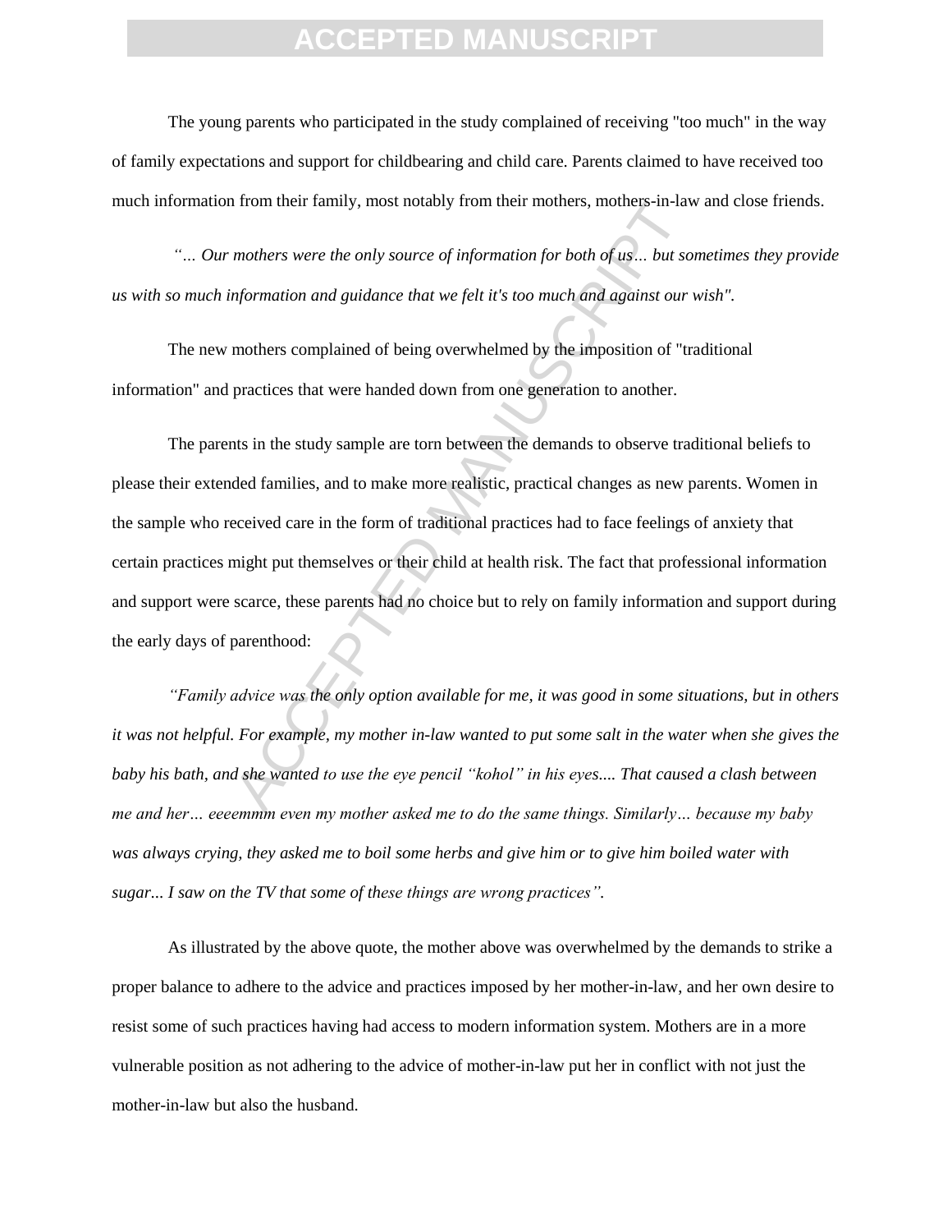The young parents who participated in the study complained of receiving "too much" in the way of family expectations and support for childbearing and child care. Parents claimed to have received too much information from their family, most notably from their mothers, mothers-in-law and close friends.

*"… Our mothers were the only source of information for both of us… but sometimes they provide us with so much information and guidance that we felt it's too much and against our wish".*

The new mothers complained of being overwhelmed by the imposition of "traditional information" and practices that were handed down from one generation to another.

The parents in the study sample are torn between the demands to observe traditional beliefs to please their extended families, and to make more realistic, practical changes as new parents. Women in the sample who received care in the form of traditional practices had to face feelings of anxiety that certain practices might put themselves or their child at health risk. The fact that professional information and support were scarce, these parents had no choice but to rely on family information and support during the early days of parenthood:

*"Family advice was the only option available for me, it was good in some situations, but in others it was not helpful. For example, my mother in-law wanted to put some salt in the water when she gives the baby his bath, and she wanted to use the eye pencil "kohol" in his eyes.... That caused a clash between me and her… eeeemmm even my mother asked me to do the same things. Similarly… because my baby was always crying, they asked me to boil some herbs and give him or to give him boiled water with sugar... I saw on the TV that some of these things are wrong practices".*

As illustrated by the above quote, the mother above was overwhelmed by the demands to strike a proper balance to adhere to the advice and practices imposed by her mother-in-law, and her own desire to resist some of such practices having had access to modern information system. Mothers are in a more vulnerable position as not adhering to the advice of mother-in-law put her in conflict with not just the mother-in-law but also the husband.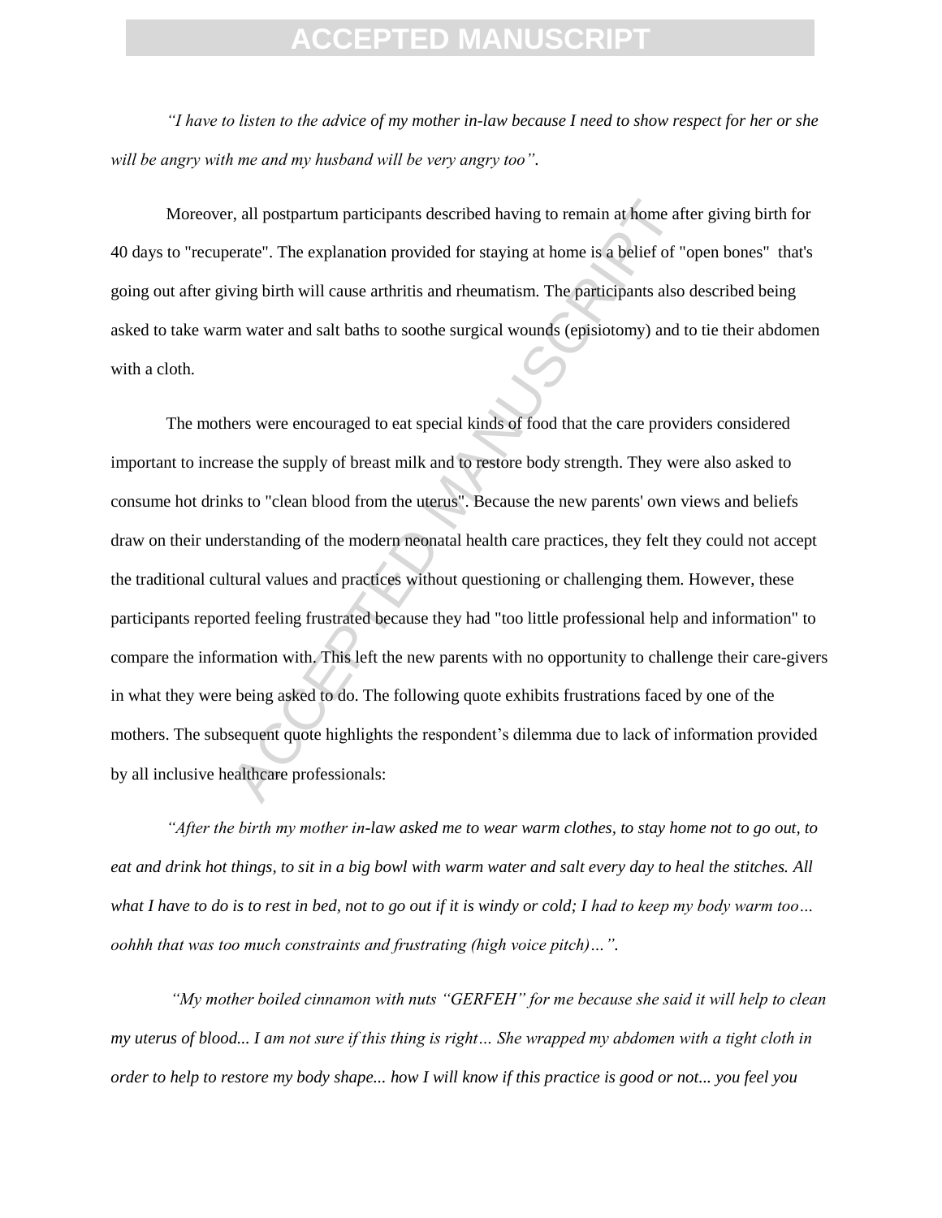*"I have to listen to the advice of my mother in-law because I need to show respect for her or she will be angry with me and my husband will be very angry too".*

Moreover, all postpartum participants described having to remain at home after giving birth for 40 days to "recuperate". The explanation provided for staying at home is a belief of "open bones" that's going out after giving birth will cause arthritis and rheumatism. The participants also described being asked to take warm water and salt baths to soothe surgical wounds (episiotomy) and to tie their abdomen with a cloth.

The mothers were encouraged to eat special kinds of food that the care providers considered important to increase the supply of breast milk and to restore body strength. They were also asked to consume hot drinks to "clean blood from the uterus". Because the new parents' own views and beliefs draw on their understanding of the modern neonatal health care practices, they felt they could not accept the traditional cultural values and practices without questioning or challenging them. However, these participants reported feeling frustrated because they had "too little professional help and information" to compare the information with. This left the new parents with no opportunity to challenge their care-givers in what they were being asked to do. The following quote exhibits frustrations faced by one of the mothers. The subsequent quote highlights the respondent's dilemma due to lack of information provided by all inclusive healthcare professionals:

*"After the birth my mother in-law asked me to wear warm clothes, to stay home not to go out, to eat and drink hot things, to sit in a big bowl with warm water and salt every day to heal the stitches. All what I have to do is to rest in bed, not to go out if it is windy or cold; I had to keep my body warm too… oohhh that was too much constraints and frustrating (high voice pitch)…".*

*"My mother boiled cinnamon with nuts "GERFEH" for me because she said it will help to clean my uterus of blood... I am not sure if this thing is right… She wrapped my abdomen with a tight cloth in order to help to restore my body shape... how I will know if this practice is good or not... you feel you*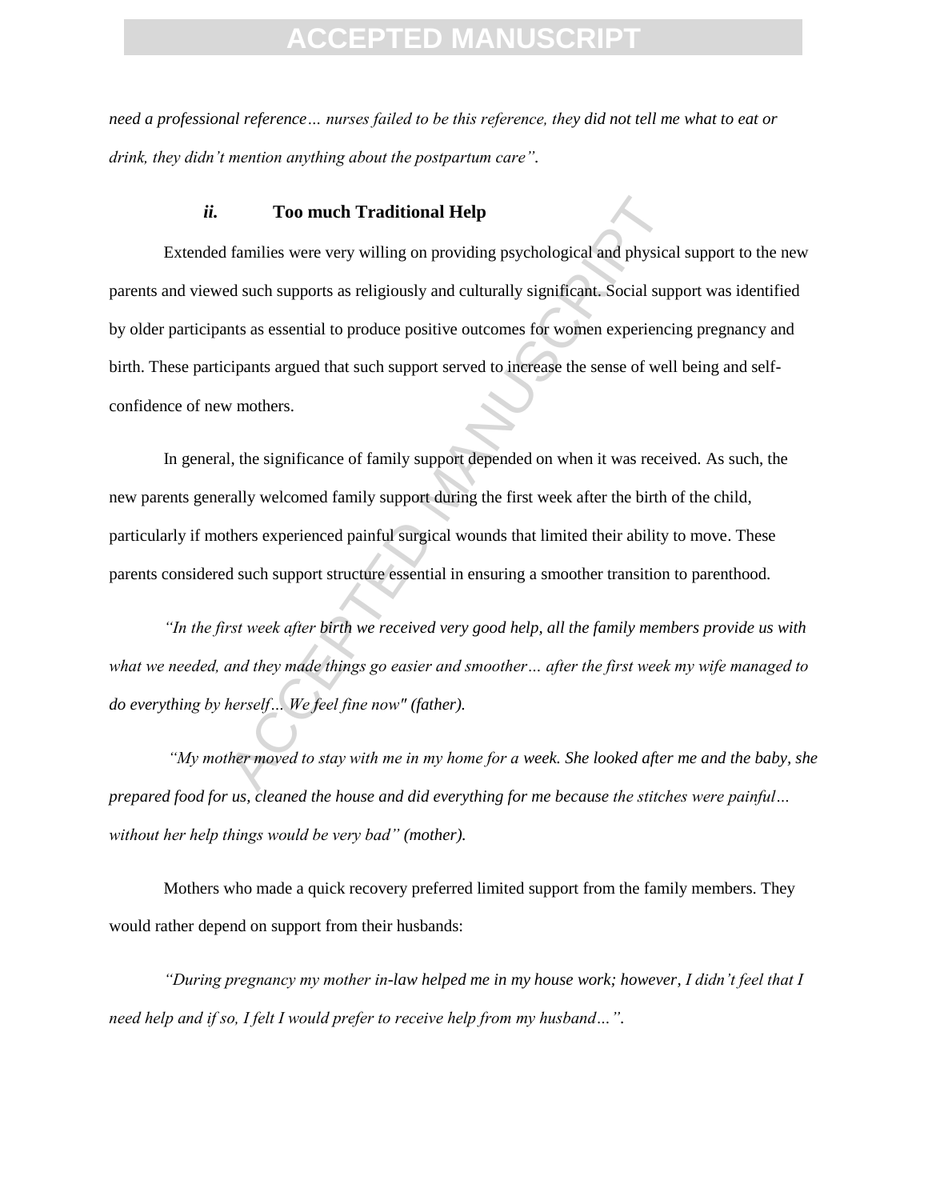*need a professional reference… nurses failed to be this reference, they did not tell me what to eat or drink, they didn't mention anything about the postpartum care"*.

### *ii.* Too much Traditional Help

Extended families were very willing on providing psychological and physical support to the new parents and viewed such supports as religiously and culturally significant. Social support was identified by older participants as essential to produce positive outcomes for women experiencing pregnancy and birth. These participants argued that such support served to increase the sense of well being and self-confidence of new mothers.

In general, the significance of family support depended on when it was received. As such, the new parents generally welcomed family support during the first week after the birth of the child, particularly if mothers experienced painful surgical wounds that limited their ability to move. These parents considered such support structure essential in ensuring a smoother transition to parenthood.

*"In the first week after birth we received very good help, all the family members provide us with what we needed, and they made things go easier and smoother… after the first week my wife managed to do everything by herself… We feel fine now" (father).*

*"My mother moved to stay with me in my home for a week. She looked after me and the baby, she prepared food for us, cleaned the house and did everything for me because the stitches were painful… without her help things would be very bad" (mother).*

Mothers who made a quick recovery preferred limited support from the family members. They would rather depend on support from their husbands:

*"During pregnancy my mother in-law helped me in my house work; however, I didn't feel that I need help and if so, I felt I would prefer to receive help from my husband…"*.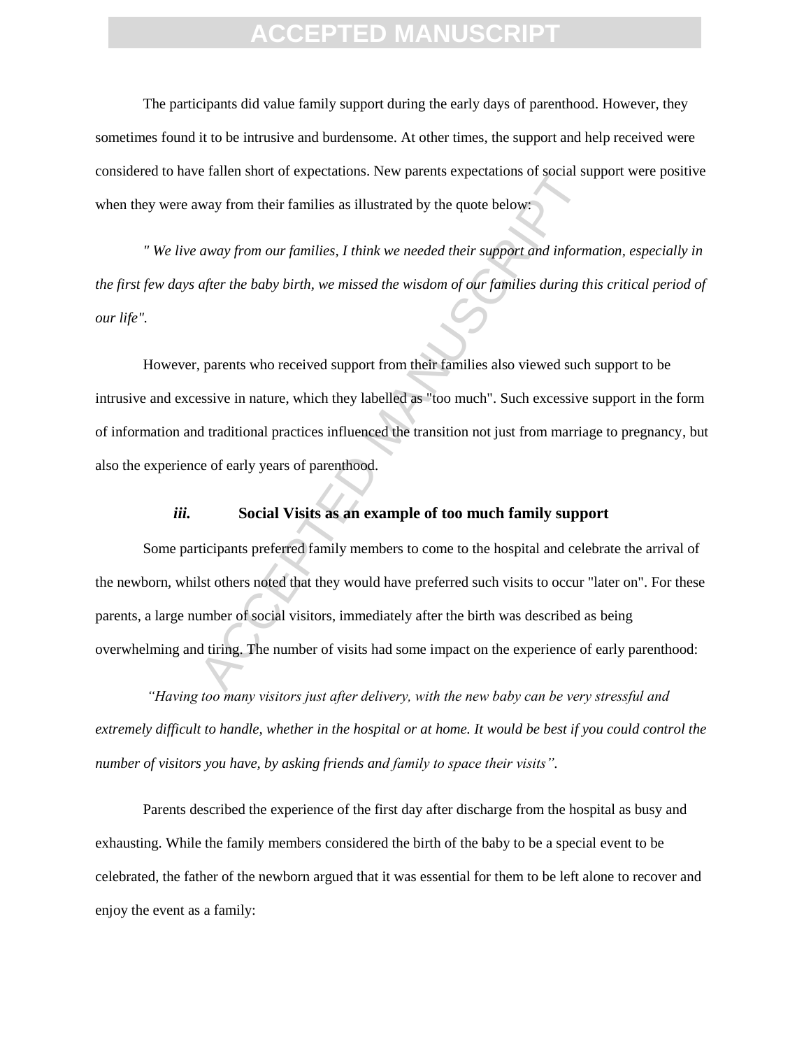The participants did value family support during the early days of parenthood. However, they sometimes found it to be intrusive and burdensome. At other times, the support and help received were considered to have fallen short of expectations. New parents expectations of social support were positive when they were away from their families as illustrated by the quote below:

*" We live away from our families, I think we needed their support and information, especially in the first few days after the baby birth, we missed the wisdom of our families during this critical period of our life".*

However, parents who received support from their families also viewed such support to be intrusive and excessive in nature, which they labelled as "too much". Such excessive support in the form of information and traditional practices influenced the transition not just from marriage to pregnancy, but also the experience of early years of parenthood.

### *iii.* Social Visits as an example of too much family support

Some participants preferred family members to come to the hospital and celebrate the arrival of the newborn, whilst others noted that they would have preferred such visits to occur "later on". For these parents, a large number of social visitors, immediately after the birth was described as being overwhelming and tiring. The number of visits had some impact on the experience of early parenthood:

*"Having too many visitors just after delivery, with the new baby can be very stressful and extremely difficult to handle, whether in the hospital or at home. It would be best if you could control the number of visitors you have, by asking friends and family to space their visits".*

Parents described the experience of the first day after discharge from the hospital as busy and exhausting. While the family members considered the birth of the baby to be a special event to be celebrated, the father of the newborn argued that it was essential for them to be left alone to recover and enjoy the event as a family: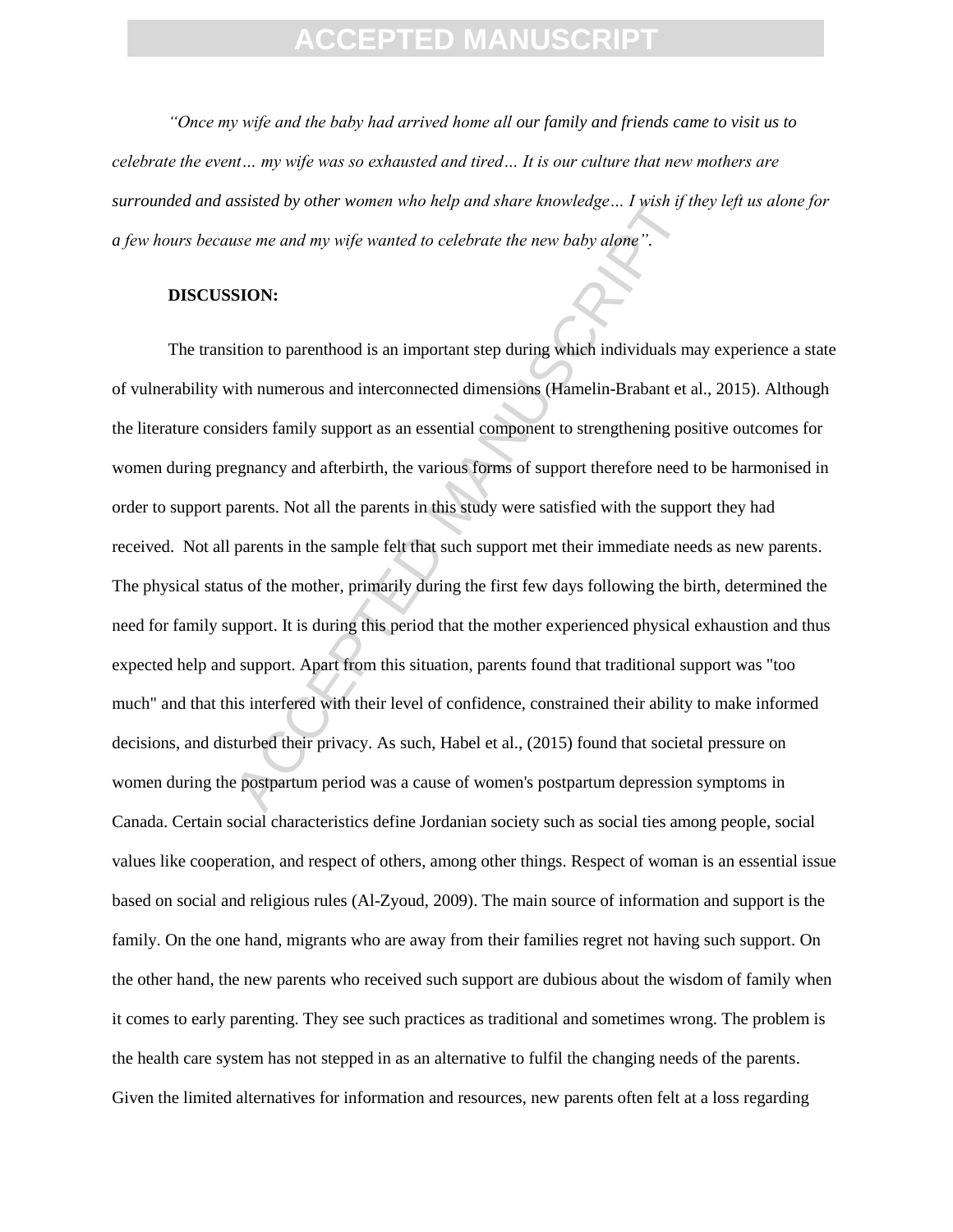*"Once my wife and the baby had arrived home all our family and friends came to visit us to celebrate the event… my wife was so exhausted and tired… It is our culture that new mothers are surrounded and assisted by other women who help and share knowledge… I wish if they left us alone for a few hours because me and my wife wanted to celebrate the new baby alone".*

**DISCUSSION:**

The transition to parenthood is an important step during which individuals may experience a state of vulnerability with numerous and interconnected dimensions (Hamelin-Brabant et al., 2015). Although the literature considers family support as an essential component to strengthening positive outcomes for women during pregnancy and afterbirth, the various forms of support therefore need to be harmonised in order to support parents. Not all the parents in this study were satisfied with the support they had received. Not all parents in the sample felt that such support met their immediate needs as new parents. The physical status of the mother, primarily during the first few days following the birth, determined the need for family support. It is during this period that the mother experienced physical exhaustion and thus expected help and support. Apart from this situation, parents found that traditional support was "too much" and that this interfered with their level of confidence, constrained their ability to make informed decisions, and disturbed their privacy. As such, Habel et al., (2015) found that societal pressure on women during the postpartum period was a cause of women's postpartum depression symptoms in Canada. Certain social characteristics define Jordanian society such as social ties among people, social values like cooperation, and respect of others, among other things. Respect of woman is an essential issue based on social and religious rules (Al-Zyoud, 2009). The main source of information and support is the family. On the one hand, migrants who are away from their families regret not having such support. On the other hand, the new parents who received such support are dubious about the wisdom of family when it comes to early parenting. They see such practices as traditional and sometimes wrong. The problem is the health care system has not stepped in as an alternative to fulfil the changing needs of the parents. Given the limited alternatives for information and resources, new parents often felt at a loss regarding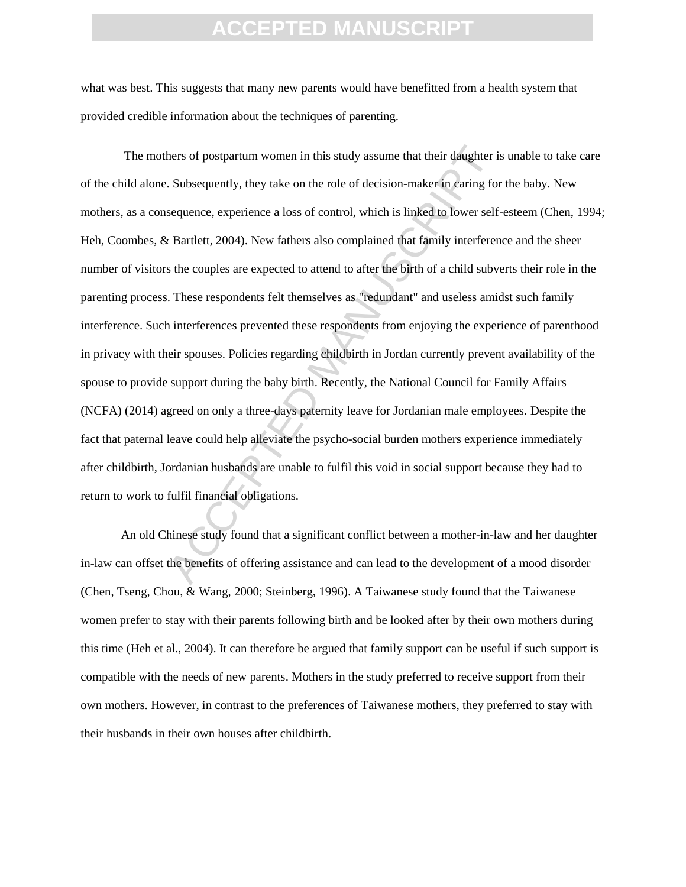what was best. This suggests that many new parents would have benefitted from a health system that provided credible information about the techniques of parenting.

The mothers of postpartum women in this study assume that their daughter is unable to take care of the child alone. Subsequently, they take on the role of decision-maker in caring for the baby. New mothers, as a consequence, experience a loss of control, which is linked to lower self-esteem (Chen, 1994; Heh, Coombes, & Bartlett, 2004). New fathers also complained that family interference and the sheer number of visitors the couples are expected to attend to after the birth of a child subverts their role in the parenting process. These respondents felt themselves as "redundant" and useless amidst such family interference. Such interferences prevented these respondents from enjoying the experience of parenthood in privacy with their spouses. Policies regarding childbirth in Jordan currently prevent availability of the spouse to provide support during the baby birth. Recently, the National Council for Family Affairs (NCFA) (2014) agreed on only a three-days paternity leave for Jordanian male employees. Despite the fact that paternal leave could help alleviate the psycho-social burden mothers experience immediately after childbirth, Jordanian husbands are unable to fulfil this void in social support because they had to return to work to fulfil financial obligations.

An old Chinese study found that a significant conflict between a mother-in-law and her daughter in-law can offset the benefits of offering assistance and can lead to the development of a mood disorder (Chen, Tseng, Chou, & Wang, 2000; Steinberg, 1996). A Taiwanese study found that the Taiwanese women prefer to stay with their parents following birth and be looked after by their own mothers during this time (Heh et al., 2004). It can therefore be argued that family support can be useful if such support is compatible with the needs of new parents. Mothers in the study preferred to receive support from their own mothers. However, in contrast to the preferences of Taiwanese mothers, they preferred to stay with their husbands in their own houses after childbirth.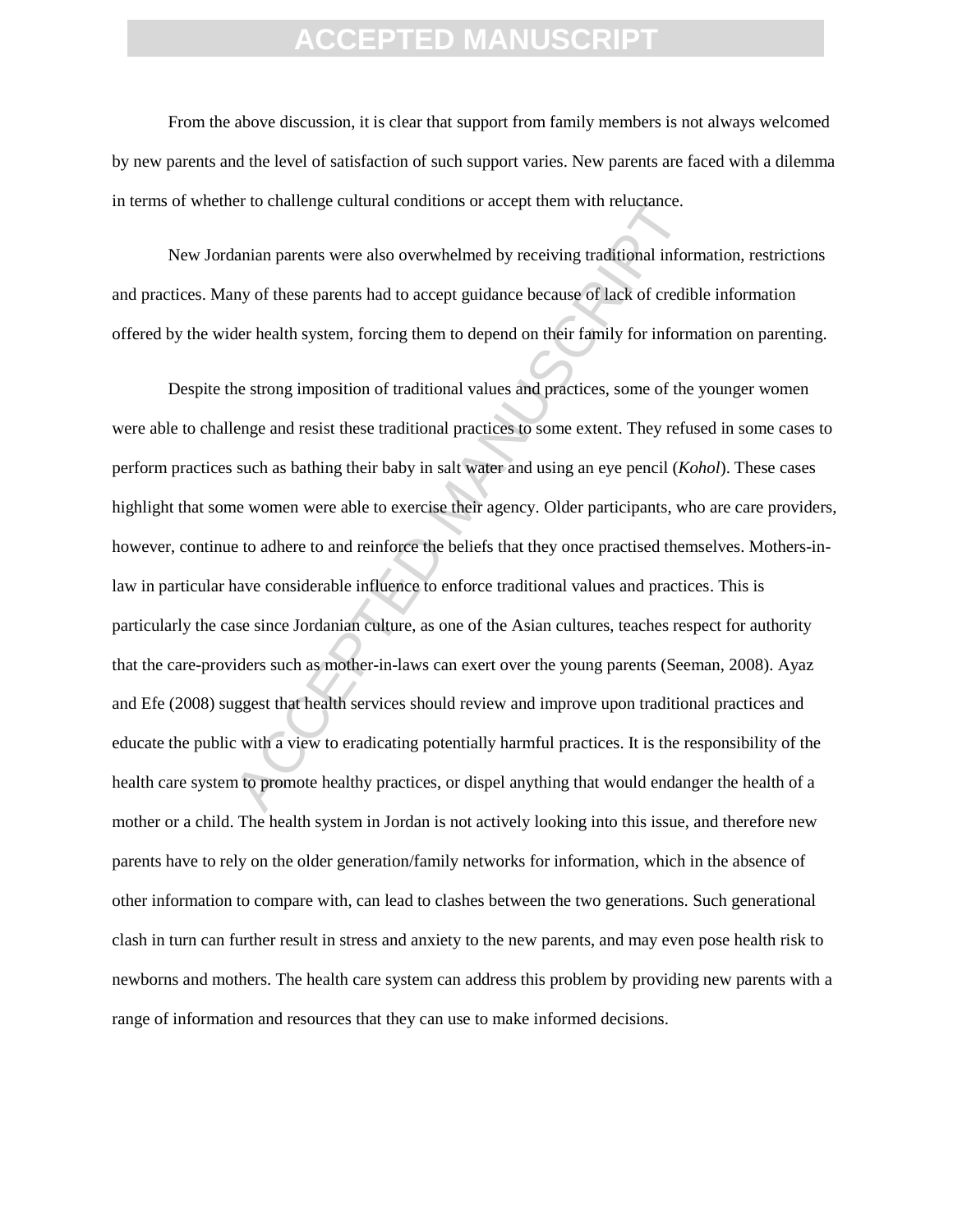From the above discussion, it is clear that support from family members is not always welcomed by new parents and the level of satisfaction of such support varies. New parents are faced with a dilemma in terms of whether to challenge cultural conditions or accept them with reluctance.

New Jordanian parents were also overwhelmed by receiving traditional information, restrictions and practices. Many of these parents had to accept guidance because of lack of credible information offered by the wider health system, forcing them to depend on their family for information on parenting.

Despite the strong imposition of traditional values and practices, some of the younger women were able to challenge and resist these traditional practices to some extent. They refused in some cases to perform practices such as bathing their baby in salt water and using an eye pencil (*Kohol*). These cases highlight that some women were able to exercise their agency. Older participants, who are care providers, however, continue to adhere to and reinforce the beliefs that they once practised themselves. Mothers-in-law in particular have considerable influence to enforce traditional values and practices. This is particularly the case since Jordanian culture, as one of the Asian cultures, teaches respect for authority that the care-providers such as mother-in-laws can exert over the young parents (Seeman, 2008). Ayaz and Efe (2008) suggest that health services should review and improve upon traditional practices and educate the public with a view to eradicating potentially harmful practices. It is the responsibility of the health care system to promote healthy practices, or dispel anything that would endanger the health of a mother or a child. The health system in Jordan is not actively looking into this issue, and therefore new parents have to rely on the older generation/family networks for information, which in the absence of other information to compare with, can lead to clashes between the two generations. Such generational clash in turn can further result in stress and anxiety to the new parents, and may even pose health risk to newborns and mothers. The health care system can address this problem by providing new parents with a range of information and resources that they can use to make informed decisions.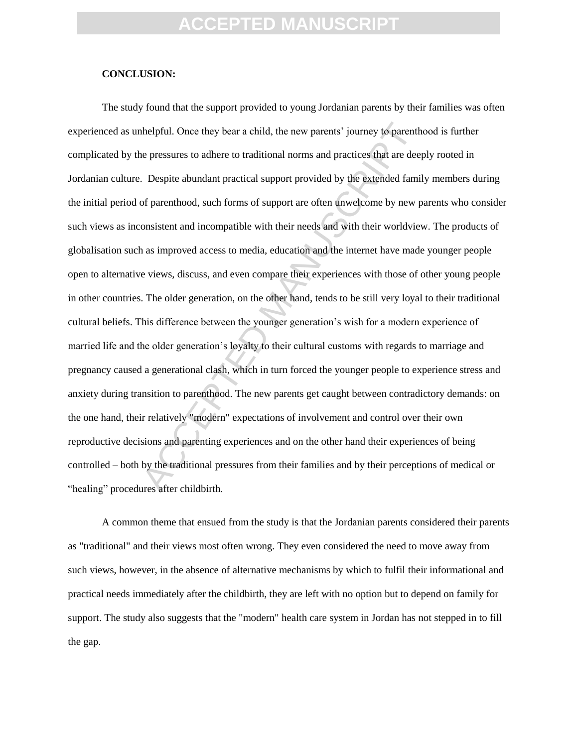**CONCLUSION:**

The study found that the support provided to young Jordanian parents by their families was often experienced as unhelpful. Once they bear a child, the new parents' journey to parenthood is further complicated by the pressures to adhere to traditional norms and practices that are deeply rooted in Jordanian culture. Despite abundant practical support provided by the extended family members during the initial period of parenthood, such forms of support are often unwelcome by new parents who consider such views as inconsistent and incompatible with their needs and with their worldview. The products of globalisation such as improved access to media, education and the internet have made younger people open to alternative views, discuss, and even compare their experiences with those of other young people in other countries. The older generation, on the other hand, tends to be still very loyal to their traditional cultural beliefs. This difference between the younger generation's wish for a modern experience of married life and the older generation's loyalty to their cultural customs with regards to marriage and pregnancy caused a generational clash, which in turn forced the younger people to experience stress and anxiety during transition to parenthood. The new parents get caught between contradictory demands: on the one hand, their relatively "modern" expectations of involvement and control over their own reproductive decisions and parenting experiences and on the other hand their experiences of being controlled – both by the traditional pressures from their families and by their perceptions of medical or "healing" procedures after childbirth.

A common theme that ensued from the study is that the Jordanian parents considered their parents as "traditional" and their views most often wrong. They even considered the need to move away from such views, however, in the absence of alternative mechanisms by which to fulfil their informational and practical needs immediately after the childbirth, they are left with no option but to depend on family for support. The study also suggests that the "modern" health care system in Jordan has not stepped in to fill the gap.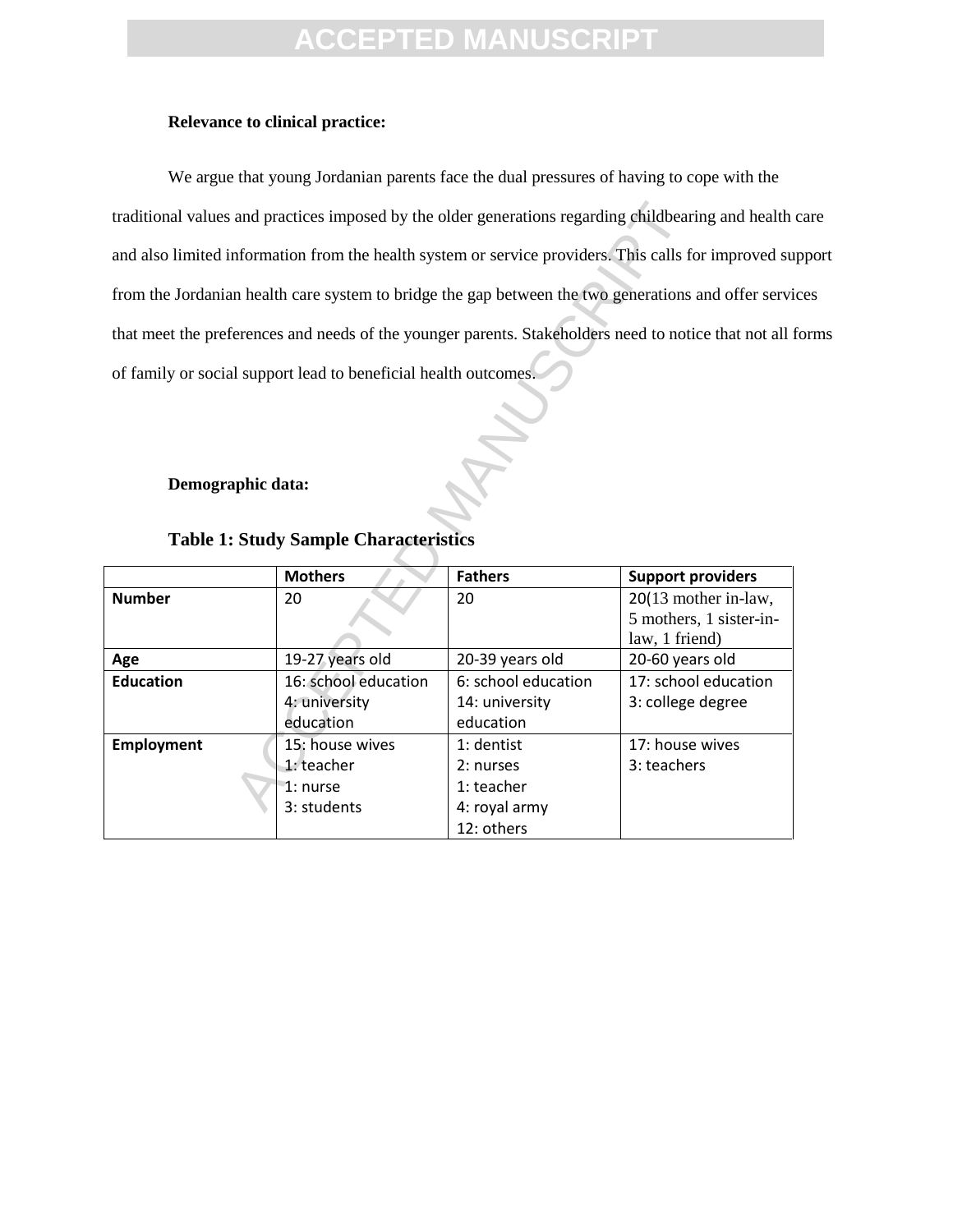**Relevance to clinical practice:**

We argue that young Jordanian parents face the dual pressures of having to cope with the traditional values and practices imposed by the older generations regarding childbearing and health care and also limited information from the health system or service providers. This calls for improved support from the Jordanian health care system to bridge the gap between the two generations and offer services that meet the preferences and needs of the younger parents. Stakeholders need to notice that not all forms of family or social support lead to beneficial health outcomes.

**Demographic data:**

**Table 1: Study Sample Characteristics**

| | Mothers | Fathers | Support providers |
|---|---|---|---|
| **Number** | 20 | 20 | 20(13 mother in-law, 5 mothers, 1 sister-in-law, 1 friend) |
| **Age** | 19-27 years old | 20-39 years old | 20-60 years old |
| **Education** | 16: school education<br>4: university education | 6: school education<br>14: university education | 17: school education<br>3: college degree |
| **Employment** | 15: house wives<br>1: teacher<br>1: nurse<br>3: students | 1: dentist<br>2: nurses<br>1: teacher<br>4: royal army<br>12: others | 17: house wives<br>3: teachers |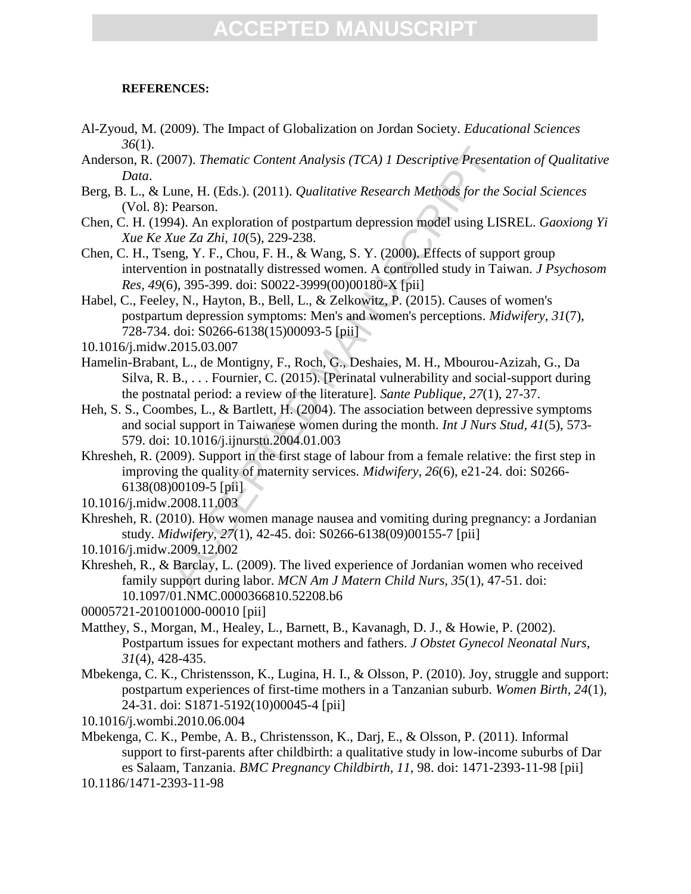**REFERENCES:**

Al-Zyoud, M. (2009). The Impact of Globalization on Jordan Society. *Educational Sciences 36*(1).

Anderson, R. (2007). *Thematic Content Analysis (TCA) 1 Descriptive Presentation of Qualitative Data*.

Berg, B. L., & Lune, H. (Eds.). (2011). *Qualitative Research Methods for the Social Sciences* (Vol. 8): Pearson.

Chen, C. H. (1994). An exploration of postpartum depression model using LISREL. *Gaoxiong Yi Xue Ke Xue Za Zhi, 10*(5), 229-238.

Chen, C. H., Tseng, Y. F., Chou, F. H., & Wang, S. Y. (2000). Effects of support group intervention in postnatally distressed women. A controlled study in Taiwan. *J Psychosom Res, 49*(6), 395-399. doi: S0022-3999(00)00180-X [pii]

Habel, C., Feeley, N., Hayton, B., Bell, L., & Zelkowitz, P. (2015). Causes of women's postpartum depression symptoms: Men's and women's perceptions. *Midwifery, 31*(7), 728-734. doi: S0266-6138(15)00093-5 [pii]

10.1016/j.midw.2015.03.007

Hamelin-Brabant, L., de Montigny, F., Roch, G., Deshaies, M. H., Mbourou-Azizah, G., Da Silva, R. B., . . . Fournier, C. (2015). [Perinatal vulnerability and social-support during the postnatal period: a review of the literature]. *Sante Publique, 27*(1), 27-37.

Heh, S. S., Coombes, L., & Bartlett, H. (2004). The association between depressive symptoms and social support in Taiwanese women during the month. *Int J Nurs Stud, 41*(5), 573-579. doi: 10.1016/j.ijnurstu.2004.01.003

Khresheh, R. (2009). Support in the first stage of labour from a female relative: the first step in improving the quality of maternity services. *Midwifery, 26*(6), e21-24. doi: S0266-6138(08)00109-5 [pii]

10.1016/j.midw.2008.11.003

Khresheh, R. (2010). How women manage nausea and vomiting during pregnancy: a Jordanian study. *Midwifery, 27*(1), 42-45. doi: S0266-6138(09)00155-7 [pii]

10.1016/j.midw.2009.12.002

Khresheh, R., & Barclay, L. (2009). The lived experience of Jordanian women who received family support during labor. *MCN Am J Matern Child Nurs, 35*(1), 47-51. doi: 10.1097/01.NMC.0000366810.52208.b6

00005721-201001000-00010 [pii]

Matthey, S., Morgan, M., Healey, L., Barnett, B., Kavanagh, D. J., & Howie, P. (2002). Postpartum issues for expectant mothers and fathers. *J Obstet Gynecol Neonatal Nurs, 31*(4), 428-435.

Mbekenga, C. K., Christensson, K., Lugina, H. I., & Olsson, P. (2010). Joy, struggle and support: postpartum experiences of first-time mothers in a Tanzanian suburb. *Women Birth, 24*(1), 24-31. doi: S1871-5192(10)00045-4 [pii]

10.1016/j.wombi.2010.06.004

Mbekenga, C. K., Pembe, A. B., Christensson, K., Darj, E., & Olsson, P. (2011). Informal support to first-parents after childbirth: a qualitative study in low-income suburbs of Dar es Salaam, Tanzania. *BMC Pregnancy Childbirth, 11*, 98. doi: 1471-2393-11-98 [pii]

10.1186/1471-2393-11-98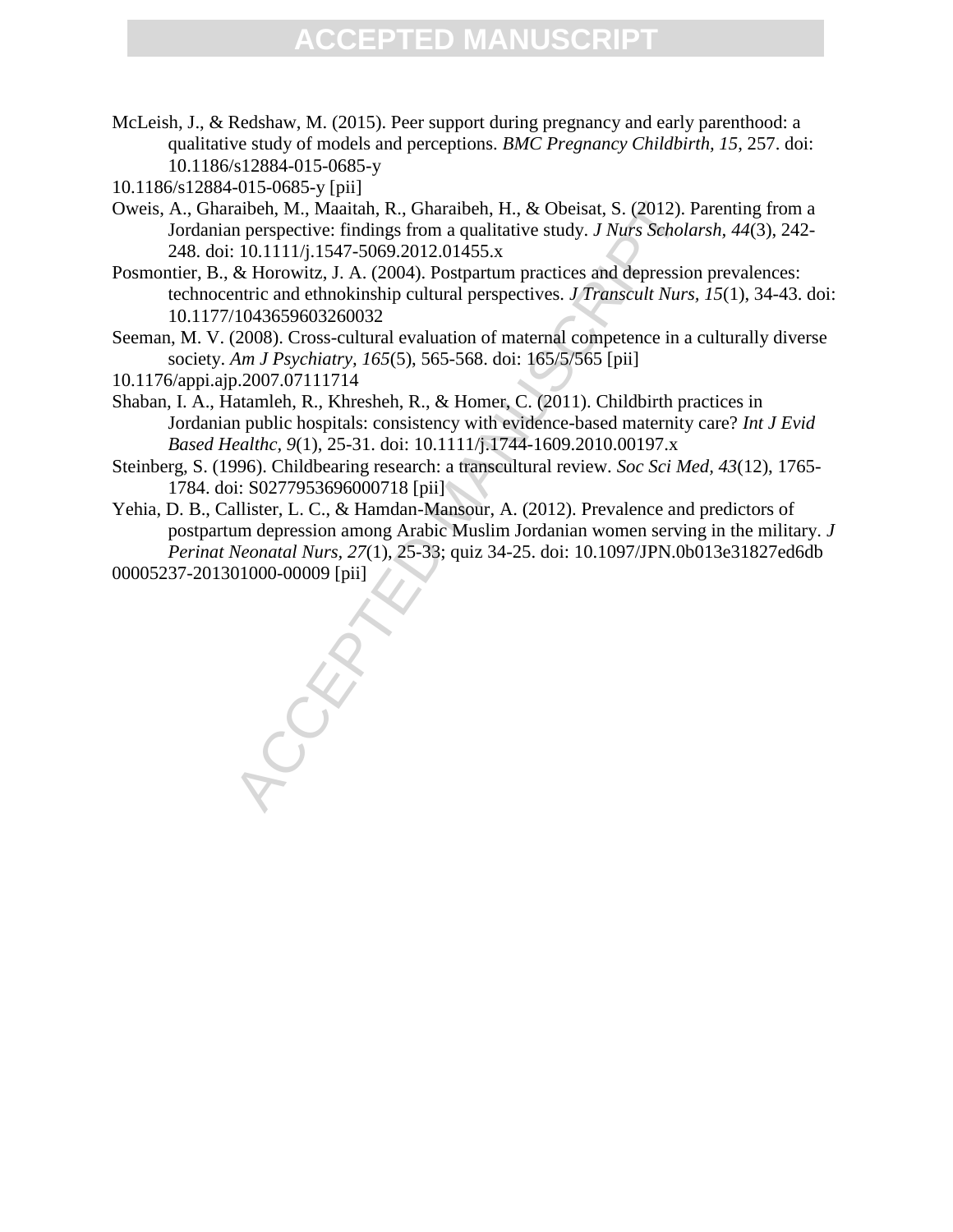McLeish, J., & Redshaw, M. (2015). Peer support during pregnancy and early parenthood: a qualitative study of models and perceptions. *BMC Pregnancy Childbirth, 15*, 257. doi: 10.1186/s12884-015-0685-y

10.1186/s12884-015-0685-y [pii]

Oweis, A., Gharaibeh, M., Maaitah, R., Gharaibeh, H., & Obeisat, S. (2012). Parenting from a Jordanian perspective: findings from a qualitative study. *J Nurs Scholarsh, 44*(3), 242-248. doi: 10.1111/j.1547-5069.2012.01455.x

Posmontier, B., & Horowitz, J. A. (2004). Postpartum practices and depression prevalences: technocentric and ethnokinship cultural perspectives. *J Transcult Nurs, 15*(1), 34-43. doi: 10.1177/1043659603260032

Seeman, M. V. (2008). Cross-cultural evaluation of maternal competence in a culturally diverse society. *Am J Psychiatry, 165*(5), 565-568. doi: 165/5/565 [pii]

10.1176/appi.ajp.2007.07111714

Shaban, I. A., Hatamleh, R., Khresheh, R., & Homer, C. (2011). Childbirth practices in Jordanian public hospitals: consistency with evidence-based maternity care? *Int J Evid Based Healthc, 9*(1), 25-31. doi: 10.1111/j.1744-1609.2010.00197.x

Steinberg, S. (1996). Childbearing research: a transcultural review. *Soc Sci Med, 43*(12), 1765-1784. doi: S0277953696000718 [pii]

Yehia, D. B., Callister, L. C., & Hamdan-Mansour, A. (2012). Prevalence and predictors of postpartum depression among Arabic Muslim Jordanian women serving in the military. *J Perinat Neonatal Nurs, 27*(1), 25-33; quiz 34-25. doi: 10.1097/JPN.0b013e31827ed6db

00005237-201301000-00009 [pii]